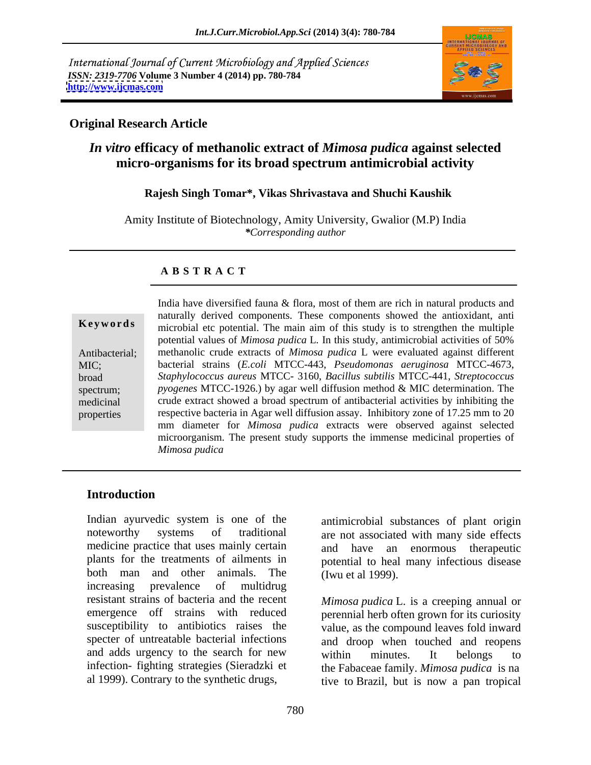International Journal of Current Microbiology and Applied Sciences
*ISSN: 2319-7706* **Volume 3 Number 4 (2014) pp. 780-784**
**http://www.ijcmas.com**

**Original Research Article**

# *In vitro* efficacy of methanolic extract of *Mimosa pudica* against selected micro-organisms for its broad spectrum antimicrobial activity

**Rajesh Singh Tomar\*, Vikas Shrivastava and Shuchi Kaushik**

Amity Institute of Biotechnology, Amity University, Gwalior (M.P) India
*\*Corresponding author*

## A B S T R A C T

**Keywords**

Antibacterial; MIC; broad spectrum; medicinal properties

India have diversified fauna & flora, most of them are rich in natural products and naturally derived components. These components showed the antioxidant, anti microbial etc potential. The main aim of this study is to strengthen the multiple potential values of *Mimosa pudica* L. In this study, antimicrobial activities of 50% methanolic crude extracts of *Mimosa pudica* L were evaluated against different bacterial strains (*E.coli* MTCC-443, *Pseudomonas aeruginosa* MTCC-4673, *Staphylococcus aureus* MTCC- 3160, *Bacillus subtilis* MTCC-441, *Streptococcus pyogenes* MTCC-1926.) by agar well diffusion method & MIC determination. The crude extract showed a broad spectrum of antibacterial activities by inhibiting the respective bacteria in Agar well diffusion assay. Inhibitory zone of 17.25 mm to 20 mm diameter for *Mimosa pudica* extracts were observed against selected microorganism. The present study supports the immense medicinal properties of *Mimosa pudica*

## Introduction

Indian ayurvedic system is one of the noteworthy systems of traditional medicine practice that uses mainly certain plants for the treatments of ailments in both man and other animals. The increasing prevalence of multidrug resistant strains of bacteria and the recent emergence off strains with reduced susceptibility to antibiotics raises the specter of untreatable bacterial infections and adds urgency to the search for new infection- fighting strategies (Sieradzki et al 1999). Contrary to the synthetic drugs, antimicrobial substances of plant origin are not associated with many side effects and have an enormous therapeutic potential to heal many infectious disease (Iwu et al 1999).

*Mimosa pudica* L. is a creeping annual or perennial herb often grown for its curiosity value, as the compound leaves fold inward and droop when touched and reopens within minutes. It belongs to the Fabaceae family. *Mimosa pudica* is native to Brazil, but is now a pan tropical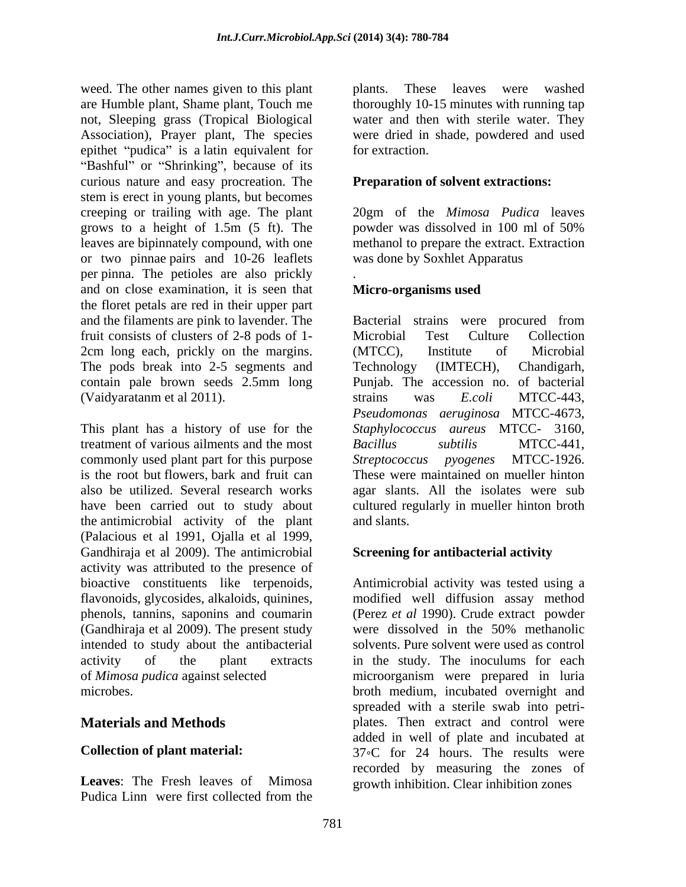weed. The other names given to this plant are Humble plant, Shame plant, Touch me not, Sleeping grass (Tropical Biological Association), Prayer plant, The species epithet "pudica" is a latin equivalent for "Bashful" or "Shrinking", because of its curious nature and easy procreation. The stem is erect in young plants, but becomes creeping or trailing with age. The plant grows to a height of 1.5m (5 ft). The leaves are bipinnately compound, with one or two pinnae pairs and 10-26 leaflets per pinna. The petioles are also prickly and on close examination, it is seen that the floret petals are red in their upper part and the filaments are pink to lavender. The fruit consists of clusters of 2-8 pods of 1-2cm long each, prickly on the margins. The pods break into 2-5 segments and contain pale brown seeds 2.5mm long (Vaidyaratanm et al 2011).

This plant has a history of use for the treatment of various ailments and the most commonly used plant part for this purpose is the root but flowers, bark and fruit can also be utilized. Several research works have been carried out to study about the antimicrobial activity of the plant (Palacious et al 1991, Ojalla et al 1999, Gandhiraja et al 2009). The antimicrobial activity was attributed to the presence of bioactive constituents like terpenoids, flavonoids, glycosides, alkaloids, quinines, phenols, tannins, saponins and coumarin (Gandhiraja et al 2009). The present study intended to study about the antibacterial activity of the plant extracts of *Mimosa pudica* against selected microbes.

## Materials and Methods

### Collection of plant material:

**Leaves**: The Fresh leaves of Mimosa Pudica Linn were first collected from the plants. These leaves were washed thoroughly 10-15 minutes with running tap water and then with sterile water. They were dried in shade, powdered and used for extraction.

### Preparation of solvent extractions:

20gm of the *Mimosa Pudica* leaves powder was dissolved in 100 ml of 50% methanol to prepare the extract. Extraction was done by Soxhlet Apparatus

.

### Micro-organisms used

Bacterial strains were procured from Microbial Test Culture Collection (MTCC), Institute of Microbial Technology (IMTECH), Chandigarh, Punjab. The accession no. of bacterial strains was *E.coli* MTCC-443, *Pseudomonas aeruginosa* MTCC-4673, *Staphylococcus aureus* MTCC- 3160, *Bacillus subtilis* MTCC-441, *Streptococcus pyogenes* MTCC-1926. These were maintained on mueller hinton agar slants. All the isolates were sub cultured regularly in mueller hinton broth and slants.

### Screening for antibacterial activity

Antimicrobial activity was tested using a modified well diffusion assay method (Perez *et al* 1990). Crude extract powder were dissolved in the 50% methanolic solvents. Pure solvent were used as control in the study. The inoculums for each microorganism were prepared in luria broth medium, incubated overnight and spreaded with a sterile swab into petri-plates. Then extract and control were added in well of plate and incubated at 37∘C for 24 hours. The results were recorded by measuring the zones of growth inhibition. Clear inhibition zones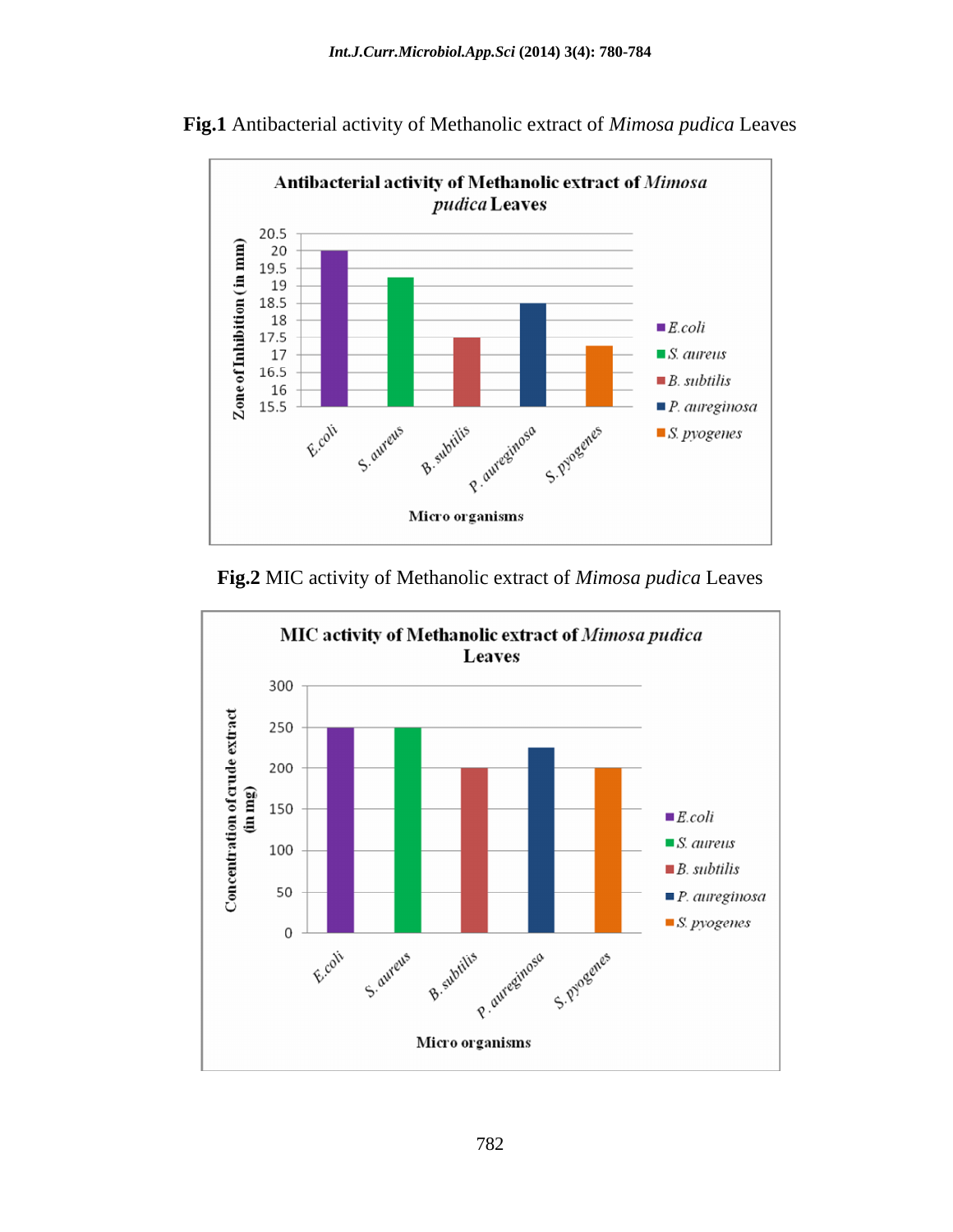**Fig.1** Antibacterial activity of Methanolic extract of *Mimosa pudica* Leaves

**Fig.2** MIC activity of Methanolic extract of *Mimosa pudica* Leaves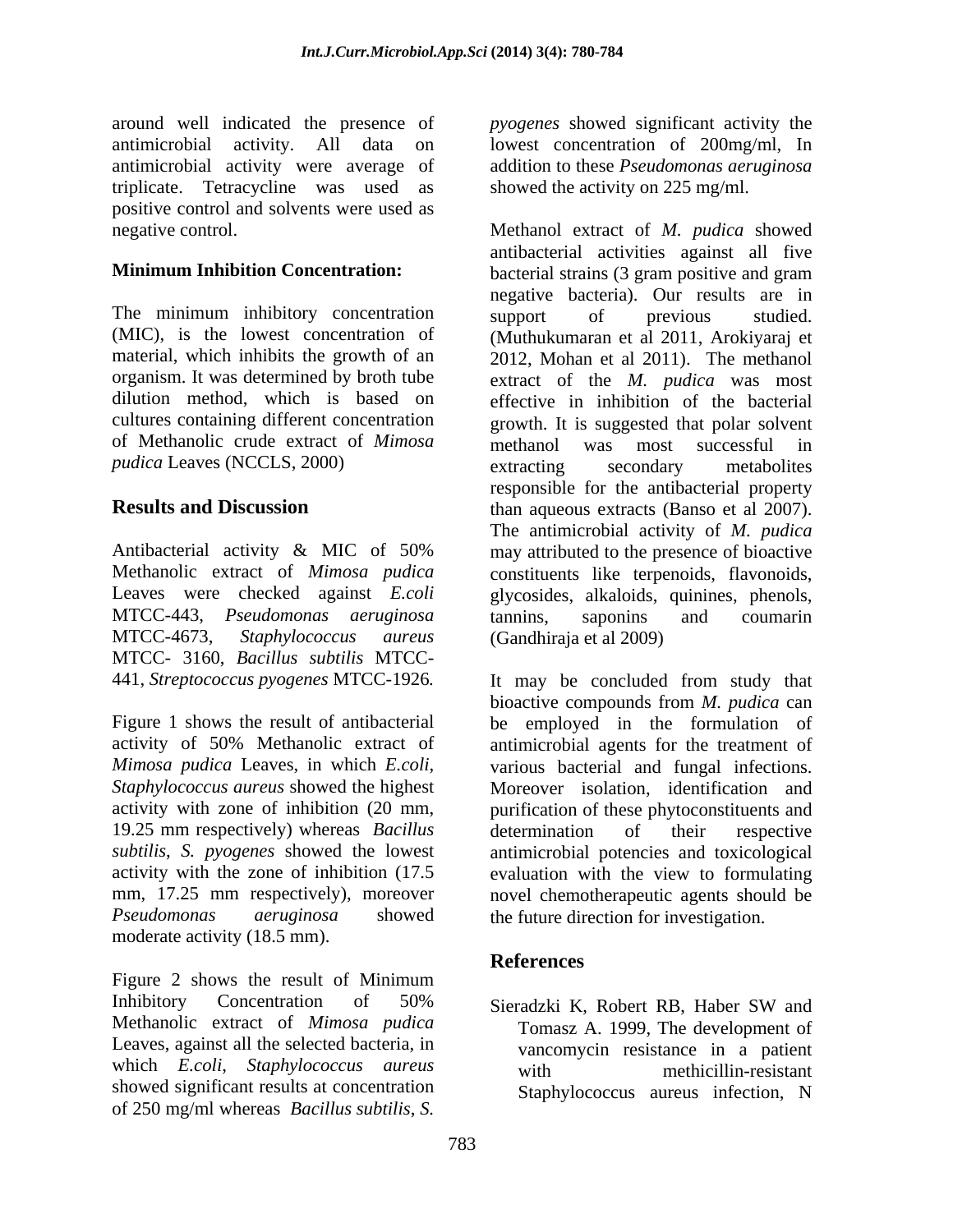around well indicated the presence of antimicrobial activity. All data on antimicrobial activity were average of triplicate. Tetracycline was used as positive control and solvents were used as negative control.

**Minimum Inhibition Concentration:**

The minimum inhibitory concentration (MIC), is the lowest concentration of material, which inhibits the growth of an organism. It was determined by broth tube dilution method, which is based on cultures containing different concentration of Methanolic crude extract of *Mimosa pudica* Leaves (NCCLS, 2000)

## Results and Discussion

Antibacterial activity & MIC of 50% Methanolic extract of *Mimosa pudica* Leaves were checked against *E.coli* MTCC-443, *Pseudomonas aeruginosa* MTCC-4673, *Staphylococcus aureus* MTCC- 3160, *Bacillus subtilis* MTCC-441, *Streptococcus pyogenes* MTCC-1926.

Figure 1 shows the result of antibacterial activity of 50% Methanolic extract of *Mimosa pudica* Leaves, in which *E.coli*, *Staphylococcus aureus* showed the highest activity with zone of inhibition (20 mm, 19.25 mm respectively) whereas *Bacillus subtilis*, *S. pyogenes* showed the lowest activity with the zone of inhibition (17.5 mm, 17.25 mm respectively), moreover *Pseudomonas aeruginosa* showed moderate activity (18.5 mm).

Figure 2 shows the result of Minimum Inhibitory Concentration of 50% Methanolic extract of *Mimosa pudica* Leaves, against all the selected bacteria, in which *E.coli*, *Staphylococcus aureus* showed significant results at concentration of 250 mg/ml whereas *Bacillus subtilis*, *S. pyogenes* showed significant activity the lowest concentration of 200mg/ml, In addition to these *Pseudomonas aeruginosa* showed the activity on 225 mg/ml.

Methanol extract of *M. pudica* showed antibacterial activities against all five bacterial strains (3 gram positive and gram negative bacteria). Our results are in support of previous studied. (Muthukumaran et al 2011, Arokiyaraj et 2012, Mohan et al 2011). The methanol extract of the *M. pudica* was most effective in inhibition of the bacterial growth. It is suggested that polar solvent methanol was most successful in extracting secondary metabolites responsible for the antibacterial property than aqueous extracts (Banso et al 2007). The antimicrobial activity of *M. pudica* may attributed to the presence of bioactive constituents like terpenoids, flavonoids, glycosides, alkaloids, quinines, phenols, tannins, saponins and coumarin (Gandhiraja et al 2009)

It may be concluded from study that bioactive compounds from *M. pudica* can be employed in the formulation of antimicrobial agents for the treatment of various bacterial and fungal infections. Moreover isolation, identification and purification of these phytoconstituents and determination of their respective antimicrobial potencies and toxicological evaluation with the view to formulating novel chemotherapeutic agents should be the future direction for investigation.

## References

Sieradzki K, Robert RB, Haber SW and Tomasz A. 1999, The development of vancomycin resistance in a patient with methicillin-resistant Staphylococcus aureus infection, N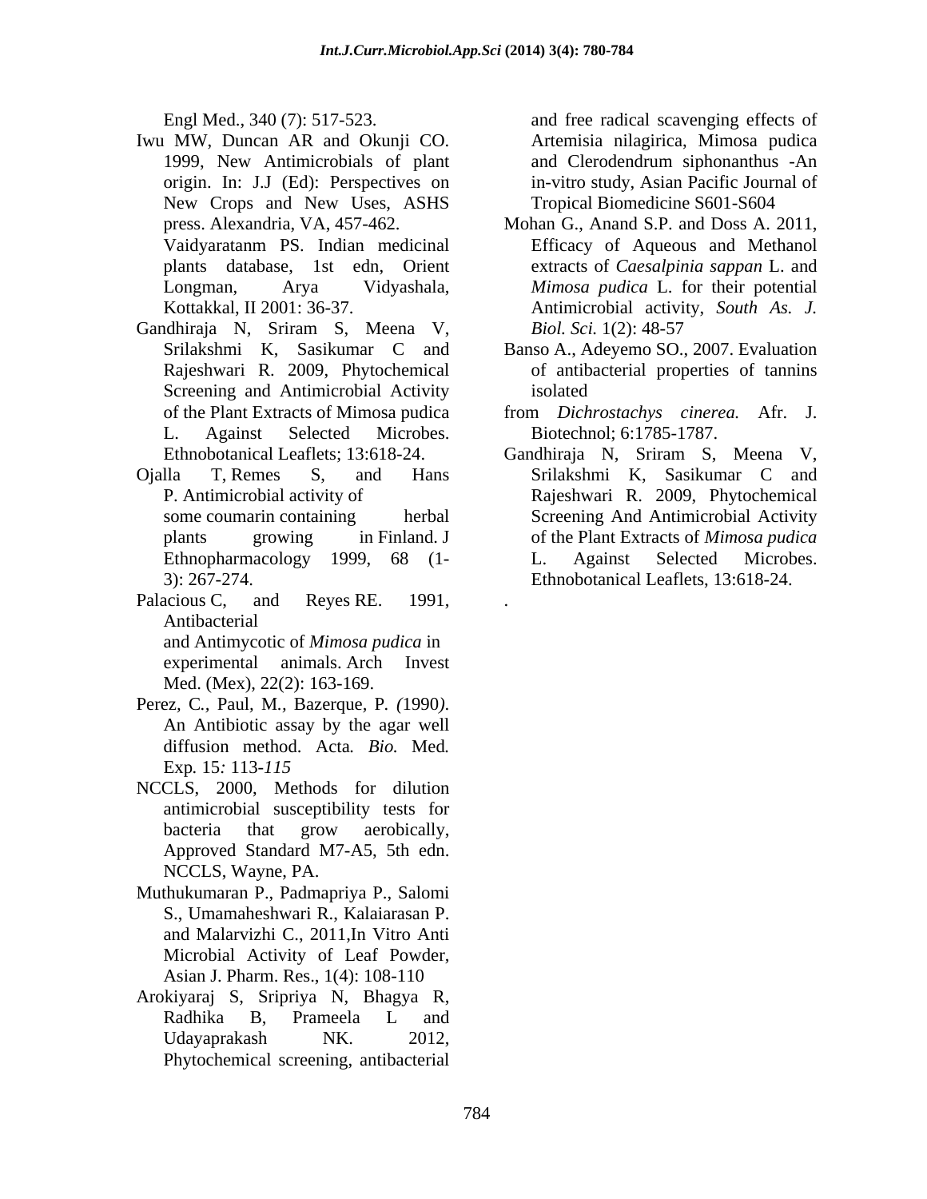Engl Med., 340 (7): 517-523.

Iwu MW, Duncan AR and Okunji CO. 1999, New Antimicrobials of plant origin. In: J.J (Ed): Perspectives on New Crops and New Uses, ASHS press. Alexandria, VA, 457-462.

Vaidyaratanm PS. Indian medicinal plants database, 1st edn, Orient Longman, Arya Vidyashala, Kottakkal, II 2001: 36-37.

Gandhiraja N, Sriram S, Meena V, Srilakshmi K, Sasikumar C and Rajeshwari R. 2009, Phytochemical Screening and Antimicrobial Activity of the Plant Extracts of Mimosa pudica L. Against Selected Microbes. Ethnobotanical Leaflets; 13:618-24.

Ojalla T, Remes S, and Hans P. Antimicrobial activity of some coumarin containing herbal plants growing in Finland. J Ethnopharmacology 1999, 68 (1-3): 267-274.

Palacious C, and Reyes RE. 1991, Antibacterial and Antimycotic of *Mimosa pudica* in experimental animals. Arch Invest Med. (Mex), 22(2): 163-169.

Perez, C., Paul, M., Bazerque, P. (1990). An Antibiotic assay by the agar well diffusion method. Acta. *Bio.* Med. Exp. 15*:* 113-*115*

NCCLS, 2000, Methods for dilution antimicrobial susceptibility tests for bacteria that grow aerobically, Approved Standard M7-A5, 5th edn. NCCLS, Wayne, PA.

Muthukumaran P., Padmapriya P., Salomi S., Umamaheshwari R., Kalaiarasan P. and Malarvizhi C., 2011,In Vitro Anti Microbial Activity of Leaf Powder, Asian J. Pharm. Res., 1(4): 108-110

Arokiyaraj S, Sripriya N, Bhagya R, Radhika B, Prameela L and Udayaprakash NK. 2012, Phytochemical screening, antibacterial and free radical scavenging effects of Artemisia nilagirica, Mimosa pudica and Clerodendrum siphonanthus -An in-vitro study, Asian Pacific Journal of Tropical Biomedicine S601-S604

Mohan G., Anand S.P. and Doss A. 2011, Efficacy of Aqueous and Methanol extracts of *Caesalpinia sappan* L. and *Mimosa pudica* L. for their potential Antimicrobial activity, *South As. J. Biol. Sci.* 1(2): 48-57

Banso A., Adeyemo SO., 2007. Evaluation of antibacterial properties of tannins isolated from *Dichrostachys cinerea.* Afr. J. Biotechnol; 6:1785-1787.

Gandhiraja N, Sriram S, Meena V, Srilakshmi K, Sasikumar C and Rajeshwari R. 2009, Phytochemical Screening And Antimicrobial Activity of the Plant Extracts of *Mimosa pudica* L. Against Selected Microbes. Ethnobotanical Leaflets, 13:618-24.